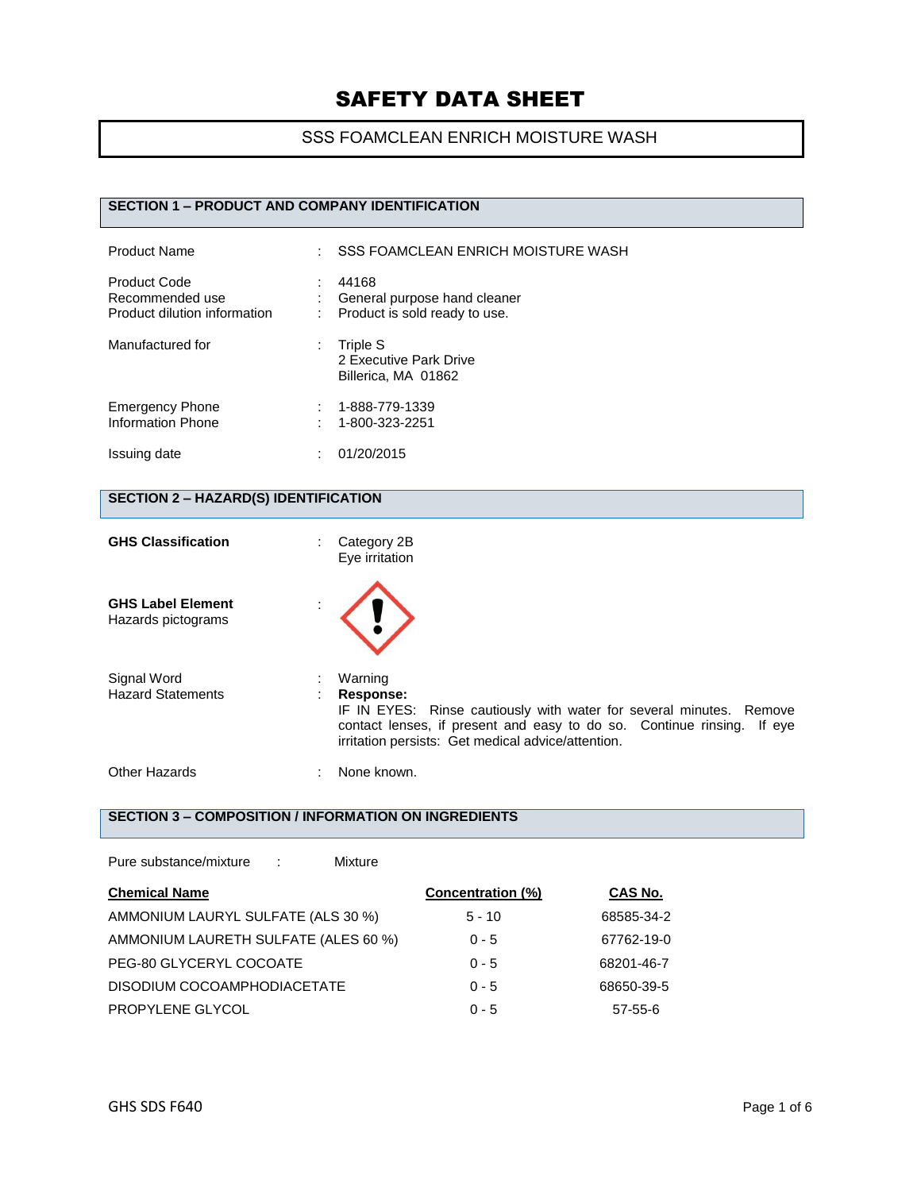# SAFETY DATA SHEET

## SSS FOAMCLEAN ENRICH MOISTURE WASH

### SECTION 1 – PRODUCT AND COMPANY IDENTIFICATION

| | | |
|---|---|---|
| Product Name | : | SSS FOAMCLEAN ENRICH MOISTURE WASH |
| Product Code | : | 44168 |
| Recommended use | : | General purpose hand cleaner |
| Product dilution information | : | Product is sold ready to use. |
| Manufactured for | : | Triple S<br>2 Executive Park Drive<br>Billerica, MA 01862 |
| Emergency Phone | : | 1-888-779-1339 |
| Information Phone | : | 1-800-323-2251 |
| Issuing date | : | 01/20/2015 |

### SECTION 2 – HAZARD(S) IDENTIFICATION

**GHS Classification** : Category 2B
Eye irritation

**GHS Label Element**
Hazards pictograms :

Signal Word : Warning

Hazard Statements : **Response:**
IF IN EYES: Rinse cautiously with water for several minutes. Remove contact lenses, if present and easy to do so. Continue rinsing. If eye irritation persists: Get medical advice/attention.

Other Hazards : None known.

### SECTION 3 – COMPOSITION / INFORMATION ON INGREDIENTS

Pure substance/mixture : Mixture

| Chemical Name | Concentration (%) | CAS No. |
|---|---|---|
| AMMONIUM LAURYL SULFATE (ALS 30 %) | 5 - 10 | 68585-34-2 |
| AMMONIUM LAURETH SULFATE (ALES 60 %) | 0 - 5 | 67762-19-0 |
| PEG-80 GLYCERYL COCOATE | 0 - 5 | 68201-46-7 |
| DISODIUM COCOAMPHODIACETATE | 0 - 5 | 68650-39-5 |
| PROPYLENE GLYCOL | 0 - 5 | 57-55-6 |

GHS SDS F640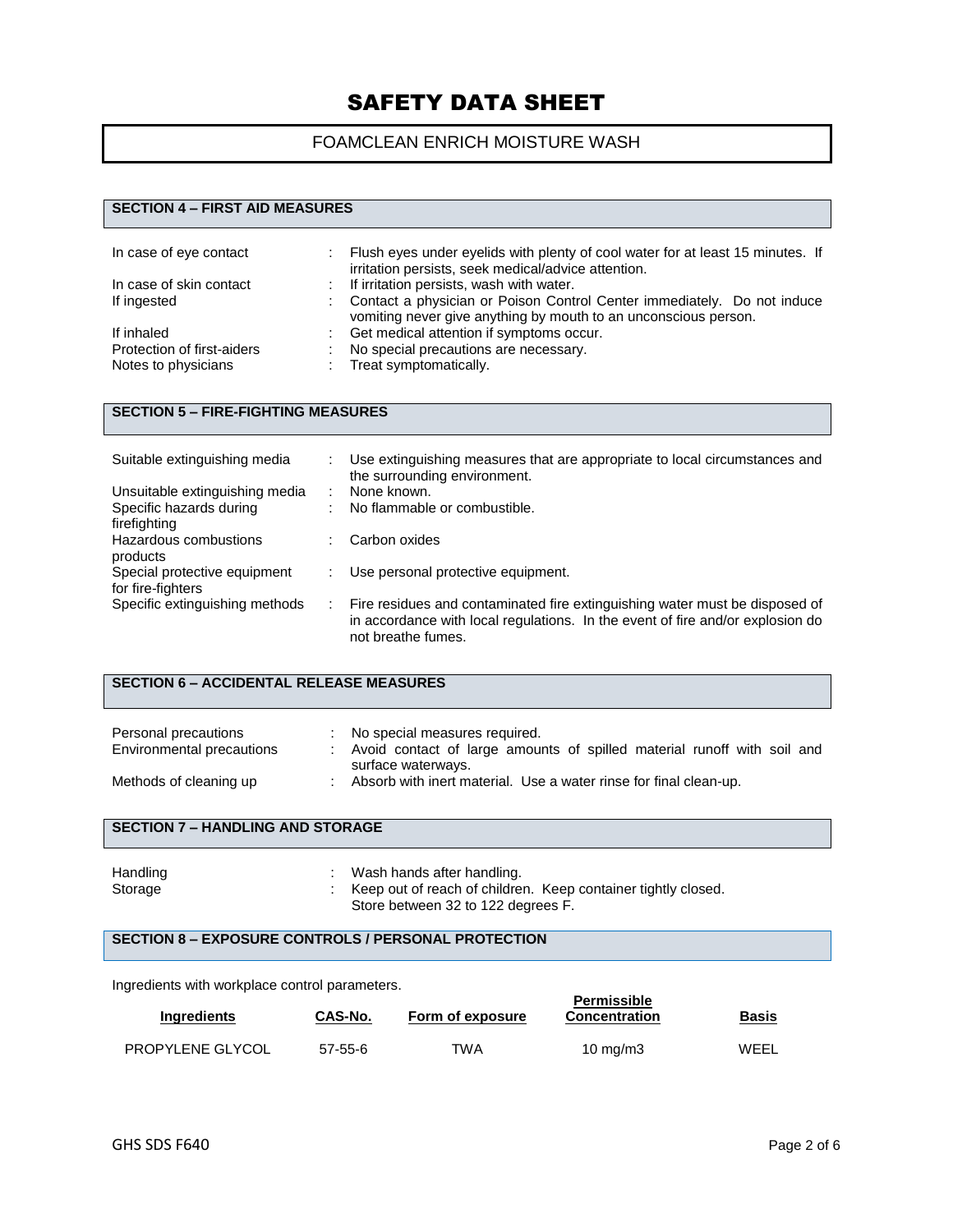# SAFETY DATA SHEET

FOAMCLEAN ENRICH MOISTURE WASH

## SECTION 4 – FIRST AID MEASURES

| | |
|---|---|
| In case of eye contact | Flush eyes under eyelids with plenty of cool water for at least 15 minutes. If irritation persists, seek medical/advice attention. |
| In case of skin contact | If irritation persists, wash with water. |
| If ingested | Contact a physician or Poison Control Center immediately. Do not induce vomiting never give anything by mouth to an unconscious person. |
| If inhaled | Get medical attention if symptoms occur. |
| Protection of first-aiders | No special precautions are necessary. |
| Notes to physicians | Treat symptomatically. |

## SECTION 5 – FIRE-FIGHTING MEASURES

| | |
|---|---|
| Suitable extinguishing media | Use extinguishing measures that are appropriate to local circumstances and the surrounding environment. |
| Unsuitable extinguishing media | None known. |
| Specific hazards during firefighting | No flammable or combustible. |
| Hazardous combustions products | Carbon oxides |
| Special protective equipment for fire-fighters | Use personal protective equipment. |
| Specific extinguishing methods | Fire residues and contaminated fire extinguishing water must be disposed of in accordance with local regulations. In the event of fire and/or explosion do not breathe fumes. |

## SECTION 6 – ACCIDENTAL RELEASE MEASURES

| | |
|---|---|
| Personal precautions | No special measures required. |
| Environmental precautions | Avoid contact of large amounts of spilled material runoff with soil and surface waterways. |
| Methods of cleaning up | Absorb with inert material. Use a water rinse for final clean-up. |

## SECTION 7 – HANDLING AND STORAGE

| | |
|---|---|
| Handling | Wash hands after handling. |
| Storage | Keep out of reach of children. Keep container tightly closed. Store between 32 to 122 degrees F. |

## SECTION 8 – EXPOSURE CONTROLS / PERSONAL PROTECTION

Ingredients with workplace control parameters.

| Ingredients | CAS-No. | Form of exposure | Permissible Concentration | Basis |
|---|---|---|---|---|
| PROPYLENE GLYCOL | 57-55-6 | TWA | 10 mg/m3 | WEEL |

GHS SDS F640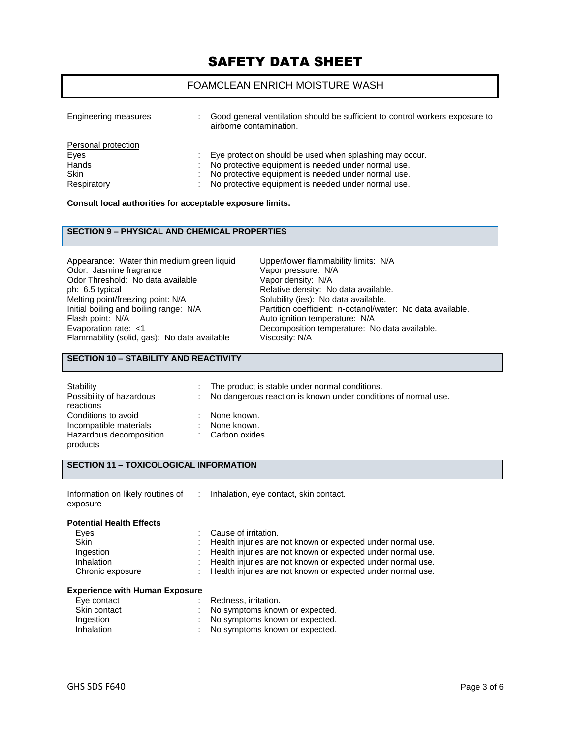| | | |
|---|---|---|
| Engineering measures | : | Good general ventilation should be sufficient to control workers exposure to airborne contamination. |

<u>Personal protection</u>

| | | |
|---|---|---|
| Eyes | : | Eye protection should be used when splashing may occur. |
| Hands | : | No protective equipment is needed under normal use. |
| Skin | : | No protective equipment is needed under normal use. |
| Respiratory | : | No protective equipment is needed under normal use. |

**Consult local authorities for acceptable exposure limits.**

## SECTION 9 – PHYSICAL AND CHEMICAL PROPERTIES

Appearance: Water thin medium green liquid
Odor: Jasmine fragrance
Odor Threshold: No data available
ph: 6.5 typical
Melting point/freezing point: N/A
Initial boiling and boiling range: N/A
Flash point: N/A
Evaporation rate: <1
Flammability (solid, gas): No data available
Upper/lower flammability limits: N/A
Vapor pressure: N/A
Vapor density: N/A
Relative density: No data available.
Solubility (ies): No data available.
Partition coefficient: n-octanol/water: No data available.
Auto ignition temperature: N/A
Decomposition temperature: No data available.
Viscosity: N/A

## SECTION 10 – STABILITY AND REACTIVITY

| | | |
|---|---|---|
| Stability | : | The product is stable under normal conditions. |
| Possibility of hazardous reactions | : | No dangerous reaction is known under conditions of normal use. |
| Conditions to avoid | : | None known. |
| Incompatible materials | : | None known. |
| Hazardous decomposition products | : | Carbon oxides |

## SECTION 11 – TOXICOLOGICAL INFORMATION

| | | |
|---|---|---|
| Information on likely routines of exposure | : | Inhalation, eye contact, skin contact. |

**Potential Health Effects**

| | | |
|---|---|---|
| Eyes | : | Cause of irritation. |
| Skin | : | Health injuries are not known or expected under normal use. |
| Ingestion | : | Health injuries are not known or expected under normal use. |
| Inhalation | : | Health injuries are not known or expected under normal use. |
| Chronic exposure | : | Health injuries are not known or expected under normal use. |

**Experience with Human Exposure**

| | | |
|---|---|---|
| Eye contact | : | Redness, irritation. |
| Skin contact | : | No symptoms known or expected. |
| Ingestion | : | No symptoms known or expected. |
| Inhalation | : | No symptoms known or expected. |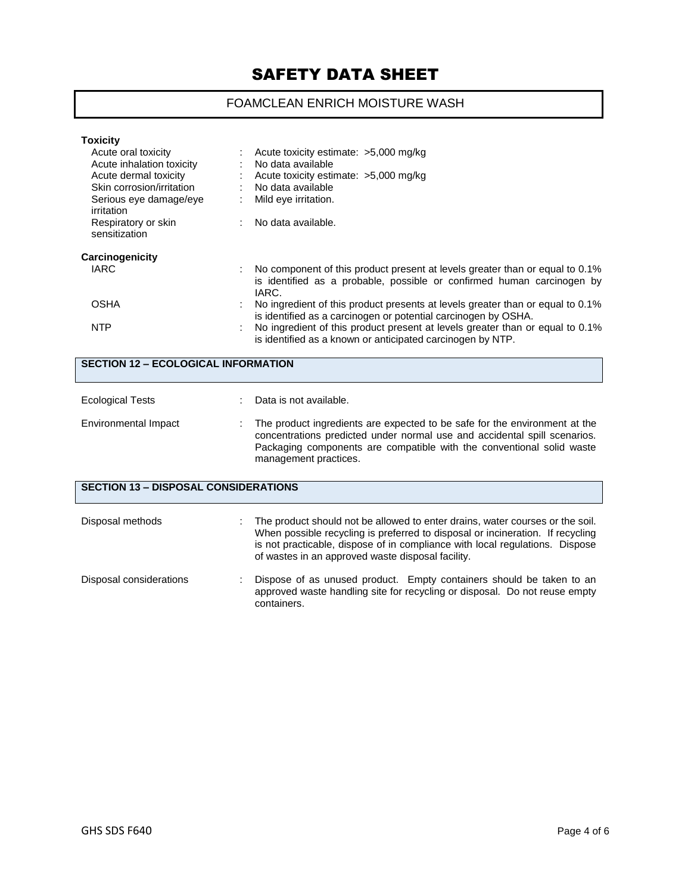**Toxicity**

| | | |
|---|---|---|
| Acute oral toxicity | : | Acute toxicity estimate: >5,000 mg/kg |
| Acute inhalation toxicity | : | No data available |
| Acute dermal toxicity | : | Acute toxicity estimate: >5,000 mg/kg |
| Skin corrosion/irritation | : | No data available |
| Serious eye damage/eye irritation | : | Mild eye irritation. |
| Respiratory or skin sensitization | : | No data available. |

**Carcinogenicity**

| | | |
|---|---|---|
| IARC | : | No component of this product present at levels greater than or equal to 0.1% is identified as a probable, possible or confirmed human carcinogen by IARC. |
| OSHA | : | No ingredient of this product presents at levels greater than or equal to 0.1% is identified as a carcinogen or potential carcinogen by OSHA. |
| NTP | : | No ingredient of this product present at levels greater than or equal to 0.1% is identified as a known or anticipated carcinogen by NTP. |

## SECTION 12 – ECOLOGICAL INFORMATION

| | | |
|---|---|---|
| Ecological Tests | : | Data is not available. |
| Environmental Impact | : | The product ingredients are expected to be safe for the environment at the concentrations predicted under normal use and accidental spill scenarios. Packaging components are compatible with the conventional solid waste management practices. |

## SECTION 13 – DISPOSAL CONSIDERATIONS

| | | |
|---|---|---|
| Disposal methods | : | The product should not be allowed to enter drains, water courses or the soil. When possible recycling is preferred to disposal or incineration. If recycling is not practicable, dispose of in compliance with local regulations. Dispose of wastes in an approved waste disposal facility. |
| Disposal considerations | : | Dispose of as unused product. Empty containers should be taken to an approved waste handling site for recycling or disposal. Do not reuse empty containers. |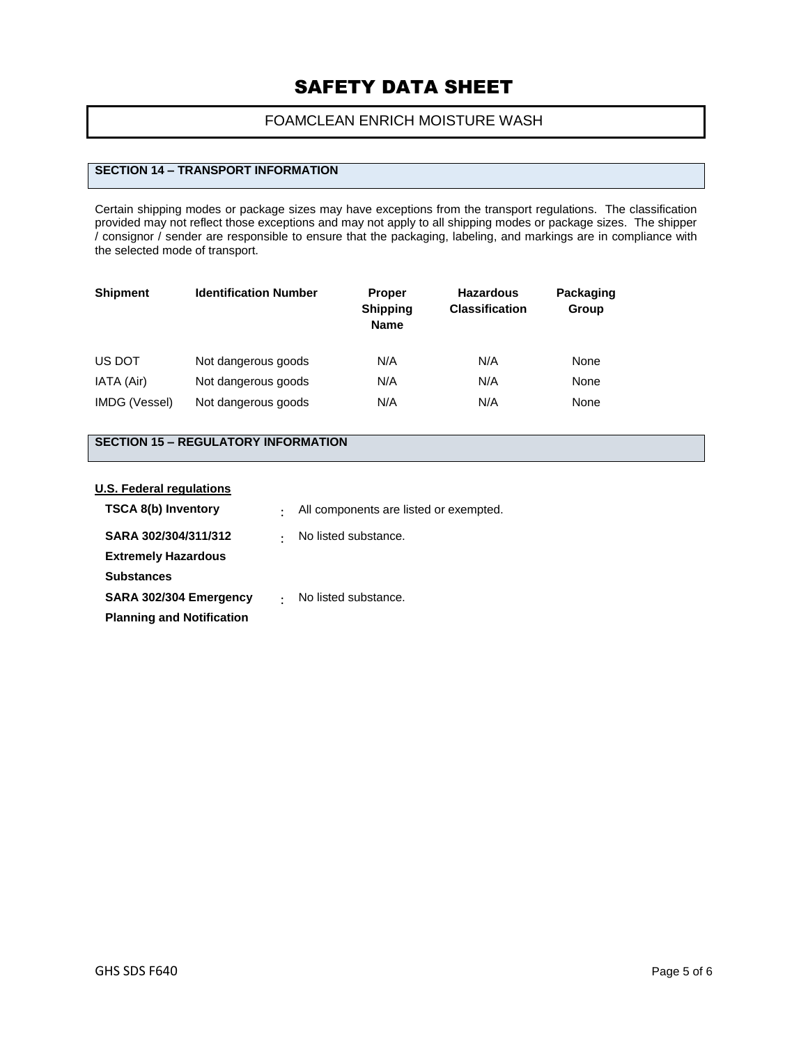# SAFETY DATA SHEET

FOAMCLEAN ENRICH MOISTURE WASH

## SECTION 14 – TRANSPORT INFORMATION

Certain shipping modes or package sizes may have exceptions from the transport regulations. The classification provided may not reflect those exceptions and may not apply to all shipping modes or package sizes. The shipper / consignor / sender are responsible to ensure that the packaging, labeling, and markings are in compliance with the selected mode of transport.

| Shipment | Identification Number | Proper Shipping Name | Hazardous Classification | Packaging Group |
|---|---|---|---|---|
| US DOT | Not dangerous goods | N/A | N/A | None |
| IATA (Air) | Not dangerous goods | N/A | N/A | None |
| IMDG (Vessel) | Not dangerous goods | N/A | N/A | None |

## SECTION 15 – REGULATORY INFORMATION

**U.S. Federal regulations**

**TSCA 8(b) Inventory** : All components are listed or exempted.

**SARA 302/304/311/312 Extremely Hazardous Substances** : No listed substance.

**SARA 302/304 Emergency Planning and Notification** : No listed substance.

GHS SDS F640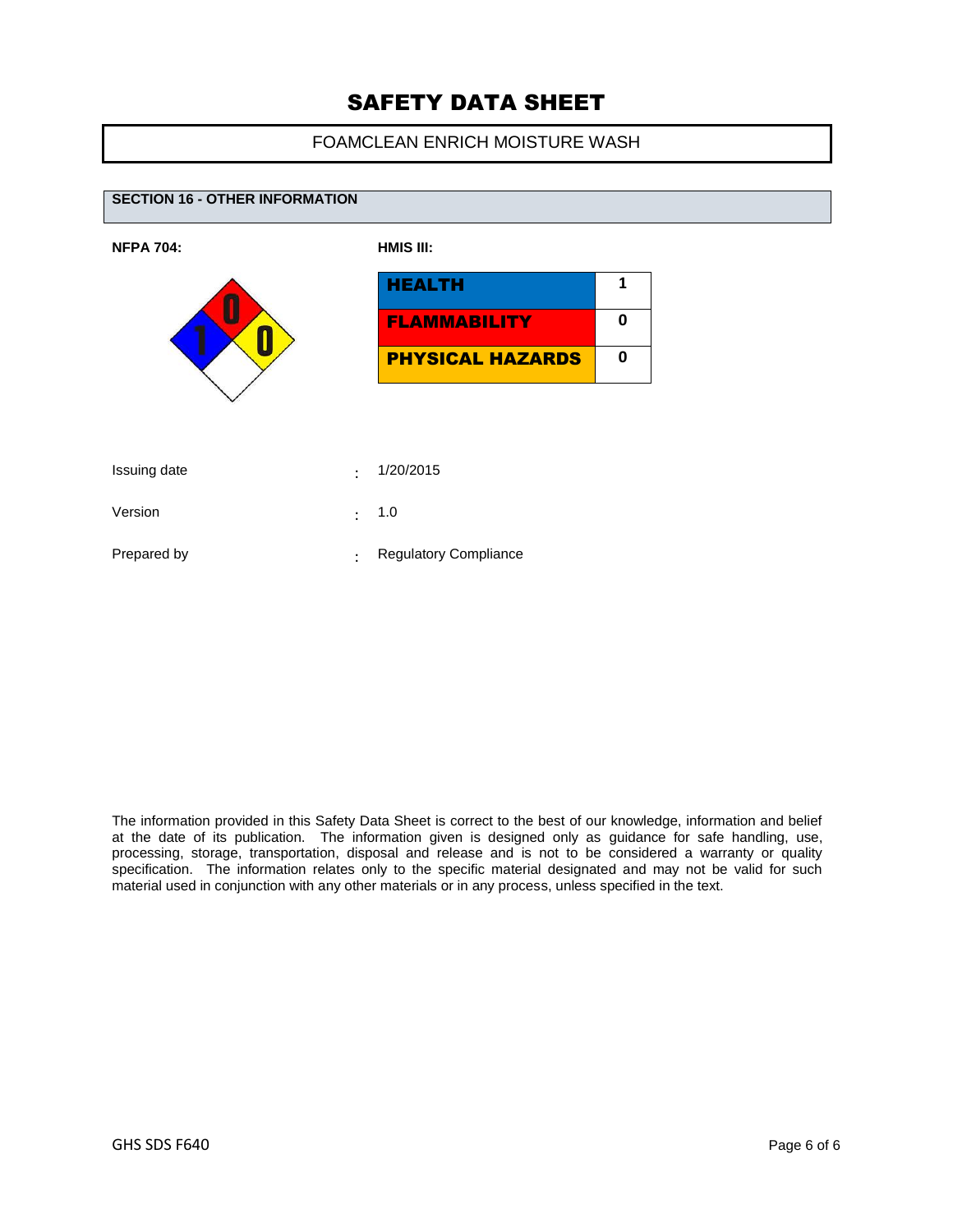# SAFETY DATA SHEET

## FOAMCLEAN ENRICH MOISTURE WASH

### SECTION 16 - OTHER INFORMATION

**NFPA 704:**

0

1 0

**HMIS III:**

| | |
|---|---|
| **HEALTH** | **1** |
| **FLAMMABILITY** | **0** |
| **PHYSICAL HAZARDS** | **0** |

| | | |
|---|---|---|
| Issuing date | : | 1/20/2015 |
| Version | : | 1.0 |
| Prepared by | : | Regulatory Compliance |

The information provided in this Safety Data Sheet is correct to the best of our knowledge, information and belief at the date of its publication. The information given is designed only as guidance for safe handling, use, processing, storage, transportation, disposal and release and is not to be considered a warranty or quality specification. The information relates only to the specific material designated and may not be valid for such material used in conjunction with any other materials or in any process, unless specified in the text.

GHS SDS F640